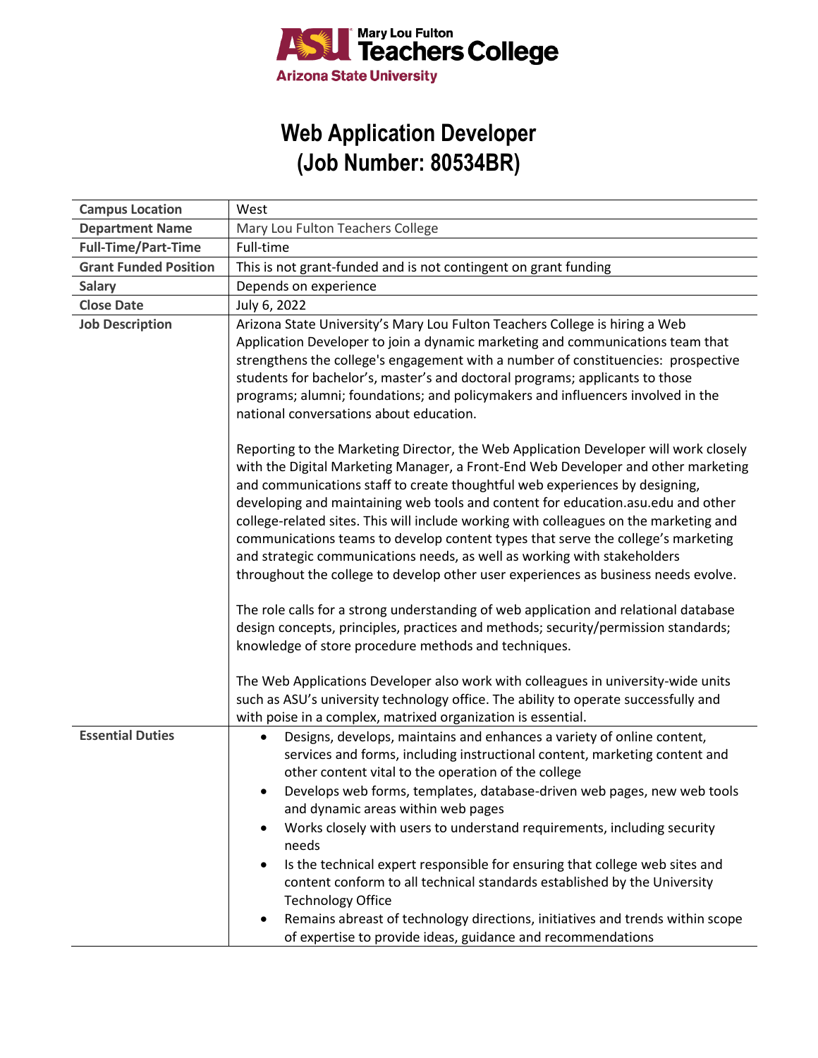Mary Lou Fulton Teachers College
Arizona State University

# Web Application Developer (Job Number: 80534BR)

| | |
|---|---|
| **Campus Location** | West |
| **Department Name** | Mary Lou Fulton Teachers College |
| **Full-Time/Part-Time** | Full-time |
| **Grant Funded Position** | This is not grant-funded and is not contingent on grant funding |
| **Salary** | Depends on experience |
| **Close Date** | July 6, 2022 |
| **Job Description** | Arizona State University's Mary Lou Fulton Teachers College is hiring a Web Application Developer to join a dynamic marketing and communications team that strengthens the college's engagement with a number of constituencies: prospective students for bachelor's, master's and doctoral programs; applicants to those programs; alumni; foundations; and policymakers and influencers involved in the national conversations about education.<br><br>Reporting to the Marketing Director, the Web Application Developer will work closely with the Digital Marketing Manager, a Front-End Web Developer and other marketing and communications staff to create thoughtful web experiences by designing, developing and maintaining web tools and content for education.asu.edu and other college-related sites. This will include working with colleagues on the marketing and communications teams to develop content types that serve the college's marketing and strategic communications needs, as well as working with stakeholders throughout the college to develop other user experiences as business needs evolve.<br><br>The role calls for a strong understanding of web application and relational database design concepts, principles, practices and methods; security/permission standards; knowledge of store procedure methods and techniques.<br><br>The Web Applications Developer also work with colleagues in university-wide units such as ASU's university technology office. The ability to operate successfully and with poise in a complex, matrixed organization is essential. |
| **Essential Duties** | • Designs, develops, maintains and enhances a variety of online content, services and forms, including instructional content, marketing content and other content vital to the operation of the college<br>• Develops web forms, templates, database-driven web pages, new web tools and dynamic areas within web pages<br>• Works closely with users to understand requirements, including security needs<br>• Is the technical expert responsible for ensuring that college web sites and content conform to all technical standards established by the University Technology Office<br>• Remains abreast of technology directions, initiatives and trends within scope of expertise to provide ideas, guidance and recommendations |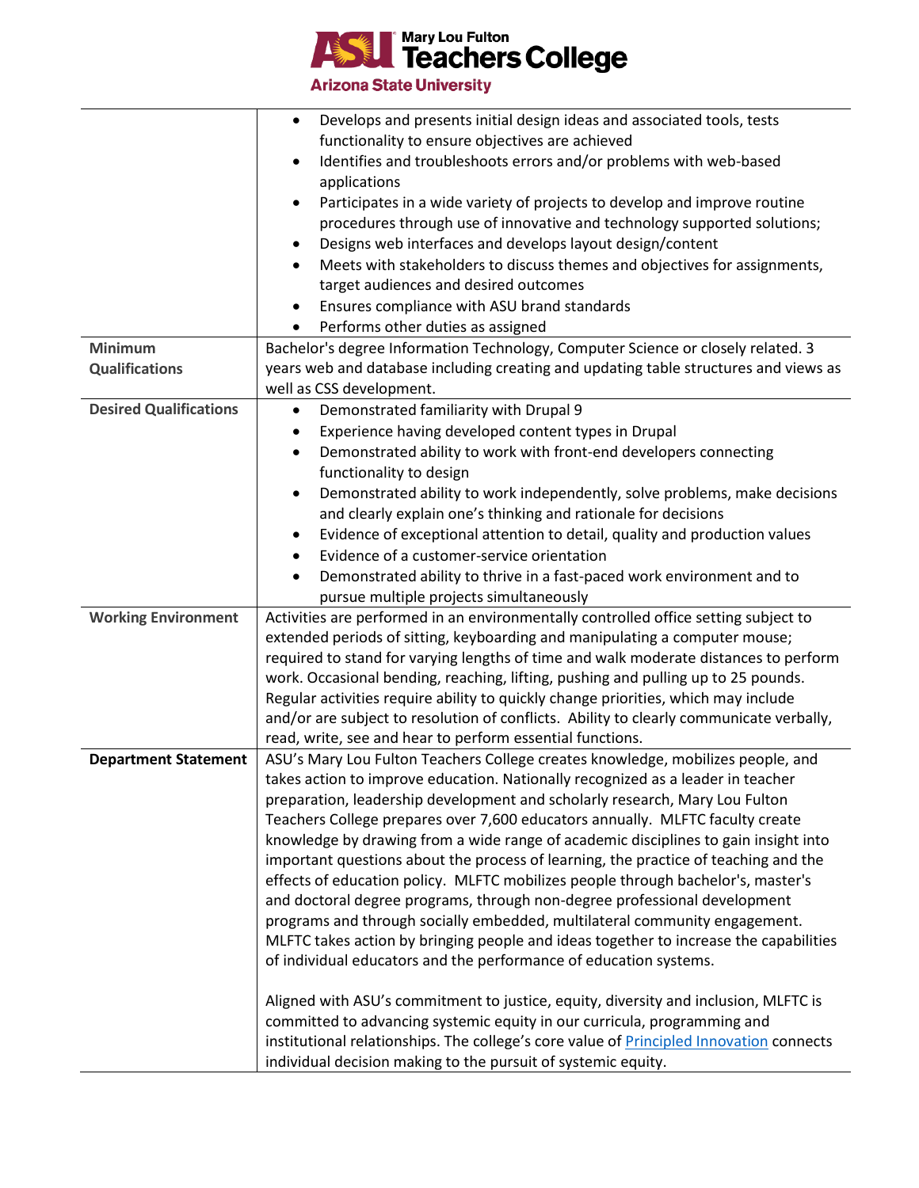| | |
|---|---|
| | • Develops and presents initial design ideas and associated tools, tests functionality to ensure objectives are achieved<br>• Identifies and troubleshoots errors and/or problems with web-based applications<br>• Participates in a wide variety of projects to develop and improve routine procedures through use of innovative and technology supported solutions;<br>• Designs web interfaces and develops layout design/content<br>• Meets with stakeholders to discuss themes and objectives for assignments, target audiences and desired outcomes<br>• Ensures compliance with ASU brand standards<br>• Performs other duties as assigned |
| **Minimum Qualifications** | Bachelor's degree Information Technology, Computer Science or closely related. 3 years web and database including creating and updating table structures and views as well as CSS development. |
| **Desired Qualifications** | • Demonstrated familiarity with Drupal 9<br>• Experience having developed content types in Drupal<br>• Demonstrated ability to work with front-end developers connecting functionality to design<br>• Demonstrated ability to work independently, solve problems, make decisions and clearly explain one's thinking and rationale for decisions<br>• Evidence of exceptional attention to detail, quality and production values<br>• Evidence of a customer-service orientation<br>• Demonstrated ability to thrive in a fast-paced work environment and to pursue multiple projects simultaneously |
| **Working Environment** | Activities are performed in an environmentally controlled office setting subject to extended periods of sitting, keyboarding and manipulating a computer mouse; required to stand for varying lengths of time and walk moderate distances to perform work. Occasional bending, reaching, lifting, pushing and pulling up to 25 pounds. Regular activities require ability to quickly change priorities, which may include and/or are subject to resolution of conflicts. Ability to clearly communicate verbally, read, write, see and hear to perform essential functions. |
| **Department Statement** | ASU's Mary Lou Fulton Teachers College creates knowledge, mobilizes people, and takes action to improve education. Nationally recognized as a leader in teacher preparation, leadership development and scholarly research, Mary Lou Fulton Teachers College prepares over 7,600 educators annually. MLFTC faculty create knowledge by drawing from a wide range of academic disciplines to gain insight into important questions about the process of learning, the practice of teaching and the effects of education policy. MLFTC mobilizes people through bachelor's, master's and doctoral degree programs, through non-degree professional development programs and through socially embedded, multilateral community engagement. MLFTC takes action by bringing people and ideas together to increase the capabilities of individual educators and the performance of education systems.<br><br>Aligned with ASU's commitment to justice, equity, diversity and inclusion, MLFTC is committed to advancing systemic equity in our curricula, programming and institutional relationships. The college's core value of Principled Innovation connects individual decision making to the pursuit of systemic equity. |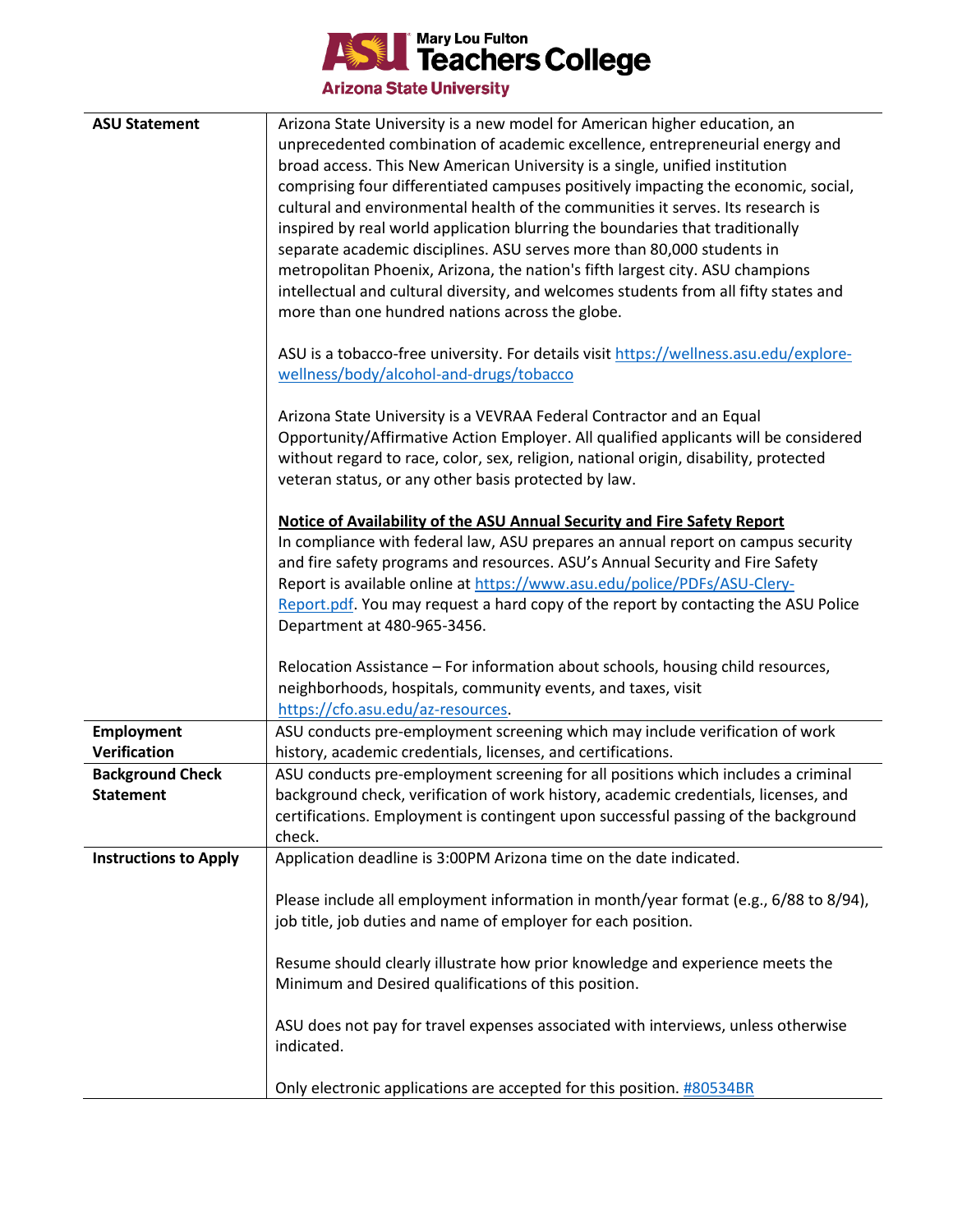| | |
|---|---|
| **ASU Statement** | Arizona State University is a new model for American higher education, an unprecedented combination of academic excellence, entrepreneurial energy and broad access. This New American University is a single, unified institution comprising four differentiated campuses positively impacting the economic, social, cultural and environmental health of the communities it serves. Its research is inspired by real world application blurring the boundaries that traditionally separate academic disciplines. ASU serves more than 80,000 students in metropolitan Phoenix, Arizona, the nation's fifth largest city. ASU champions intellectual and cultural diversity, and welcomes students from all fifty states and more than one hundred nations across the globe.<br><br>ASU is a tobacco-free university. For details visit https://wellness.asu.edu/explore-wellness/body/alcohol-and-drugs/tobacco<br><br>Arizona State University is a VEVRAA Federal Contractor and an Equal Opportunity/Affirmative Action Employer. All qualified applicants will be considered without regard to race, color, sex, religion, national origin, disability, protected veteran status, or any other basis protected by law.<br><br>**Notice of Availability of the ASU Annual Security and Fire Safety Report**<br>In compliance with federal law, ASU prepares an annual report on campus security and fire safety programs and resources. ASU's Annual Security and Fire Safety Report is available online at https://www.asu.edu/police/PDFs/ASU-Clery-Report.pdf. You may request a hard copy of the report by contacting the ASU Police Department at 480-965-3456.<br><br>Relocation Assistance – For information about schools, housing child resources, neighborhoods, hospitals, community events, and taxes, visit https://cfo.asu.edu/az-resources. |
| **Employment Verification** | ASU conducts pre-employment screening which may include verification of work history, academic credentials, licenses, and certifications. |
| **Background Check Statement** | ASU conducts pre-employment screening for all positions which includes a criminal background check, verification of work history, academic credentials, licenses, and certifications. Employment is contingent upon successful passing of the background check. |
| **Instructions to Apply** | Application deadline is 3:00PM Arizona time on the date indicated.<br><br>Please include all employment information in month/year format (e.g., 6/88 to 8/94), job title, job duties and name of employer for each position.<br><br>Resume should clearly illustrate how prior knowledge and experience meets the Minimum and Desired qualifications of this position.<br><br>ASU does not pay for travel expenses associated with interviews, unless otherwise indicated.<br><br>Only electronic applications are accepted for this position. #80534BR |